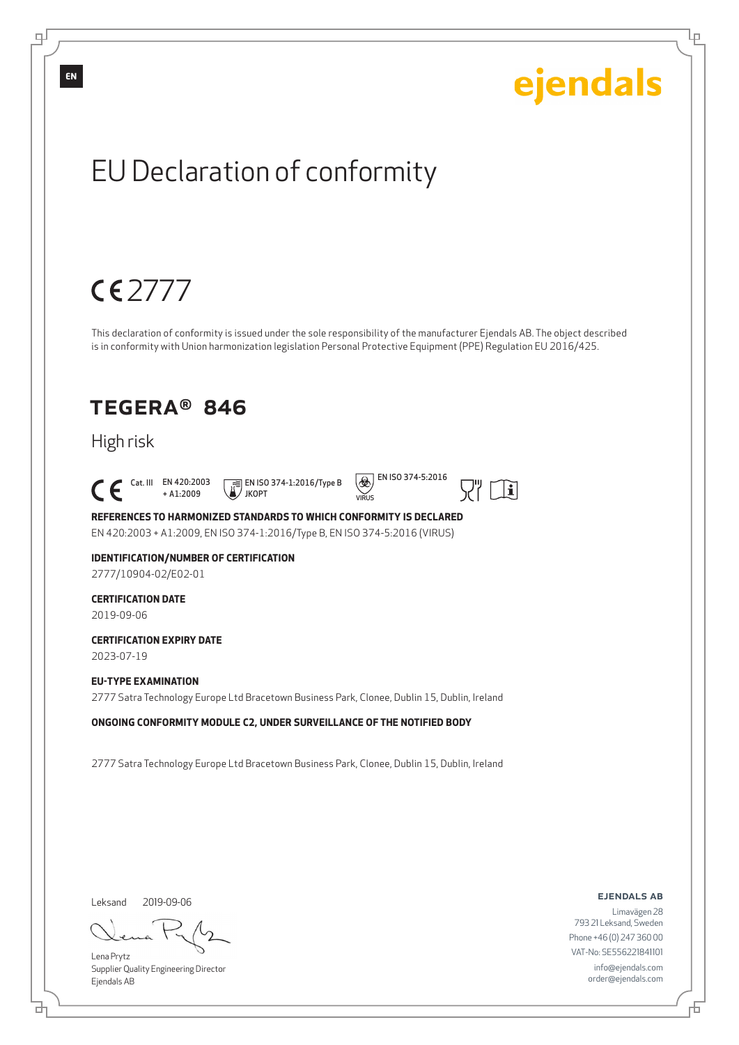EN

ejendals

# EU Declaration of conformity

CE 2777

This declaration of conformity is issued under the sole responsibility of the manufacturer Ejendals AB. The object described is in conformity with Union harmonization legislation Personal Protective Equipment (PPE) Regulation EU 2016/425.

## TEGERA® 846

High risk

CE Cat. III EN 420:2003 + A1:2009 EN ISO 374-1:2016/Type B JKOPT EN ISO 374-5:2016 VIRUS

**REFERENCES TO HARMONIZED STANDARDS TO WHICH CONFORMITY IS DECLARED**

EN 420:2003 + A1:2009, EN ISO 374-1:2016/Type B, EN ISO 374-5:2016 (VIRUS)

**IDENTIFICATION/NUMBER OF CERTIFICATION**

2777/10904-02/E02-01

**CERTIFICATION DATE**

2019-09-06

**CERTIFICATION EXPIRY DATE**

2023-07-19

**EU-TYPE EXAMINATION**

2777 Satra Technology Europe Ltd Bracetown Business Park, Clonee, Dublin 15, Dublin, Ireland

**ONGOING CONFORMITY MODULE C2, UNDER SURVEILLANCE OF THE NOTIFIED BODY**

2777 Satra Technology Europe Ltd Bracetown Business Park, Clonee, Dublin 15, Dublin, Ireland

Leksand 2019-09-06

Lena Prytz
Supplier Quality Engineering Director
Ejendals AB

**EJENDALS AB**
Limavägen 28
793 21 Leksand, Sweden
Phone +46 (0) 247 360 00
VAT-No: SE556221841101
info@ejendals.com
order@ejendals.com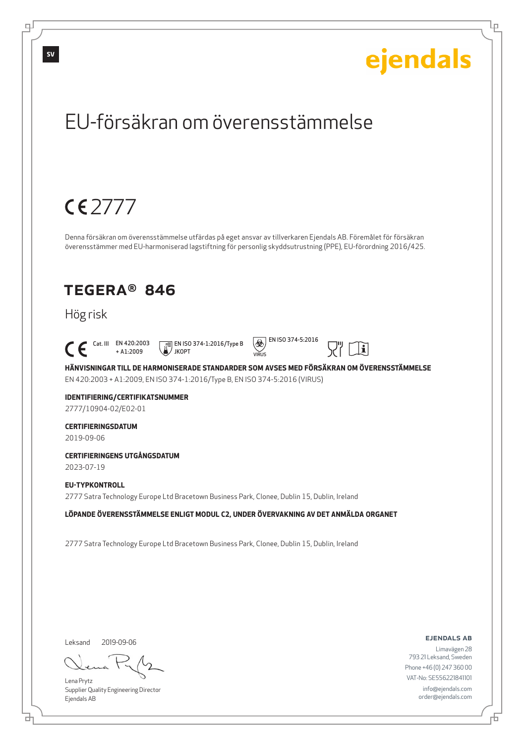SV

ejendals

# EU-försäkran om överensstämmelse

CE 2777

Denna försäkran om överensstämmelse utfärdas på eget ansvar av tillverkaren Ejendals AB. Föremålet för försäkran överensstämmer med EU-harmoniserad lagstiftning för personlig skyddsutrustning (PPE), EU-förordning 2016/425.

## TEGERA® 846

Hög risk

CE Cat. III EN 420:2003 + A1:2009 EN ISO 374-1:2016/Type B JKOPT EN ISO 374-5:2016 VIRUS

**HÄNVISNINGAR TILL DE HARMONISERADE STANDARDER SOM AVSES MED FÖRSÄKRAN OM ÖVERENSSTÄMMELSE**

EN 420:2003 + A1:2009, EN ISO 374-1:2016/Type B, EN ISO 374-5:2016 (VIRUS)

**IDENTIFIERING/CERTIFIKATSNUMMER**

2777/10904-02/E02-01

**CERTIFIERINGSDATUM**

2019-09-06

**CERTIFIERINGENS UTGÅNGSDATUM**

2023-07-19

**EU-TYPKONTROLL**

2777 Satra Technology Europe Ltd Bracetown Business Park, Clonee, Dublin 15, Dublin, Ireland

**LÖPANDE ÖVERENSSTÄMMELSE ENLIGT MODUL C2, UNDER ÖVERVAKNING AV DET ANMÄLDA ORGANET**

2777 Satra Technology Europe Ltd Bracetown Business Park, Clonee, Dublin 15, Dublin, Ireland

Leksand 2019-09-06

Lena Prytz
Supplier Quality Engineering Director
Ejendals AB

**EJENDALS AB**
Limavägen 28
793 21 Leksand, Sweden
Phone +46 (0) 247 360 00
VAT-No: SE556221841101
info@ejendals.com
order@ejendals.com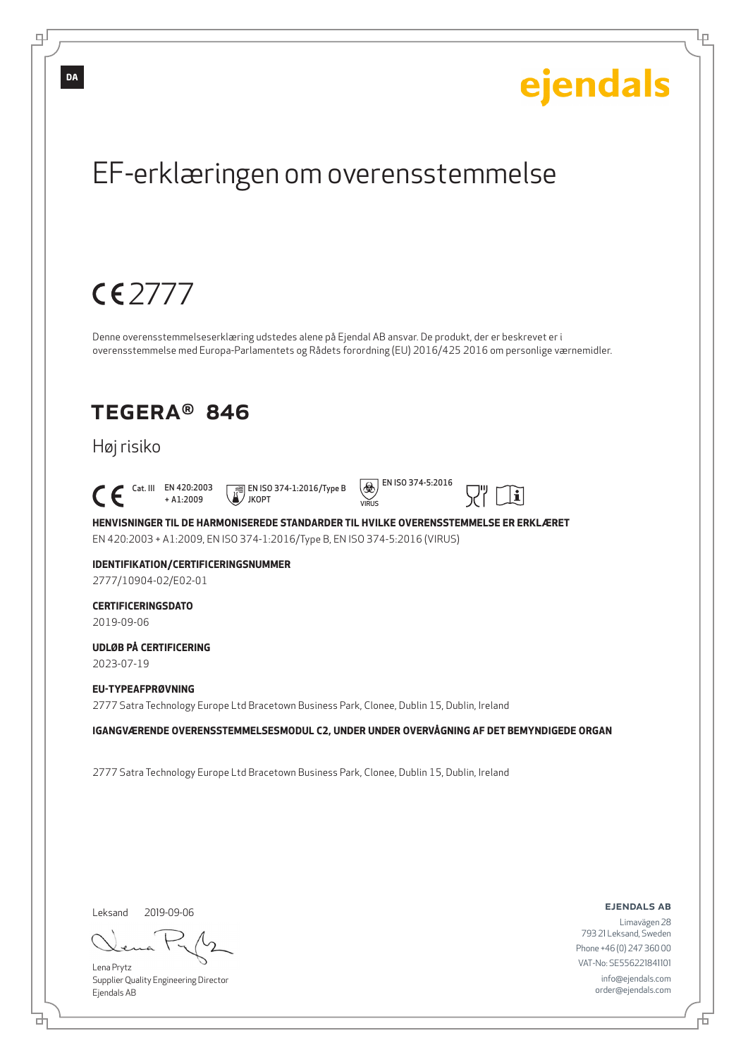DA

ejendals

# EF-erklæringen om overensstemmelse

CE 2777

Denne overensstemmelseserklæring udstedes alene på Ejendal AB ansvar. De produkt, der er beskrevet er i overensstemmelse med Europa-Parlamentets og Rådets forordning (EU) 2016/425 2016 om personlige værnemidler.

## TEGERA® 846

Høj risiko

CE Cat. III EN 420:2003 + A1:2009 EN ISO 374-1:2016/Type B JKOPT EN ISO 374-5:2016 VIRUS

**HENVISNINGER TIL DE HARMONISEREDE STANDARDER TIL HVILKE OVERENSSTEMMELSE ER ERKLÆRET**

EN 420:2003 + A1:2009, EN ISO 374-1:2016/Type B, EN ISO 374-5:2016 (VIRUS)

**IDENTIFIKATION/CERTIFICERINGSNUMMER**

2777/10904-02/E02-01

**CERTIFICERINGSDATO**

2019-09-06

**UDLØB PÅ CERTIFICERING**

2023-07-19

**EU-TYPEAFPRØVNING**

2777 Satra Technology Europe Ltd Bracetown Business Park, Clonee, Dublin 15, Dublin, Ireland

**IGANGVÆRENDE OVERENSSTEMMELSESMODUL C2, UNDER UNDER OVERVÅGNING AF DET BEMYNDIGEDE ORGAN**

2777 Satra Technology Europe Ltd Bracetown Business Park, Clonee, Dublin 15, Dublin, Ireland

Leksand 2019-09-06

Lena Prytz
Supplier Quality Engineering Director
Ejendals AB

**EJENDALS AB**
Limavägen 28
793 21 Leksand, Sweden
Phone +46 (0) 247 360 00
VAT-No: SE556221841101
info@ejendals.com
order@ejendals.com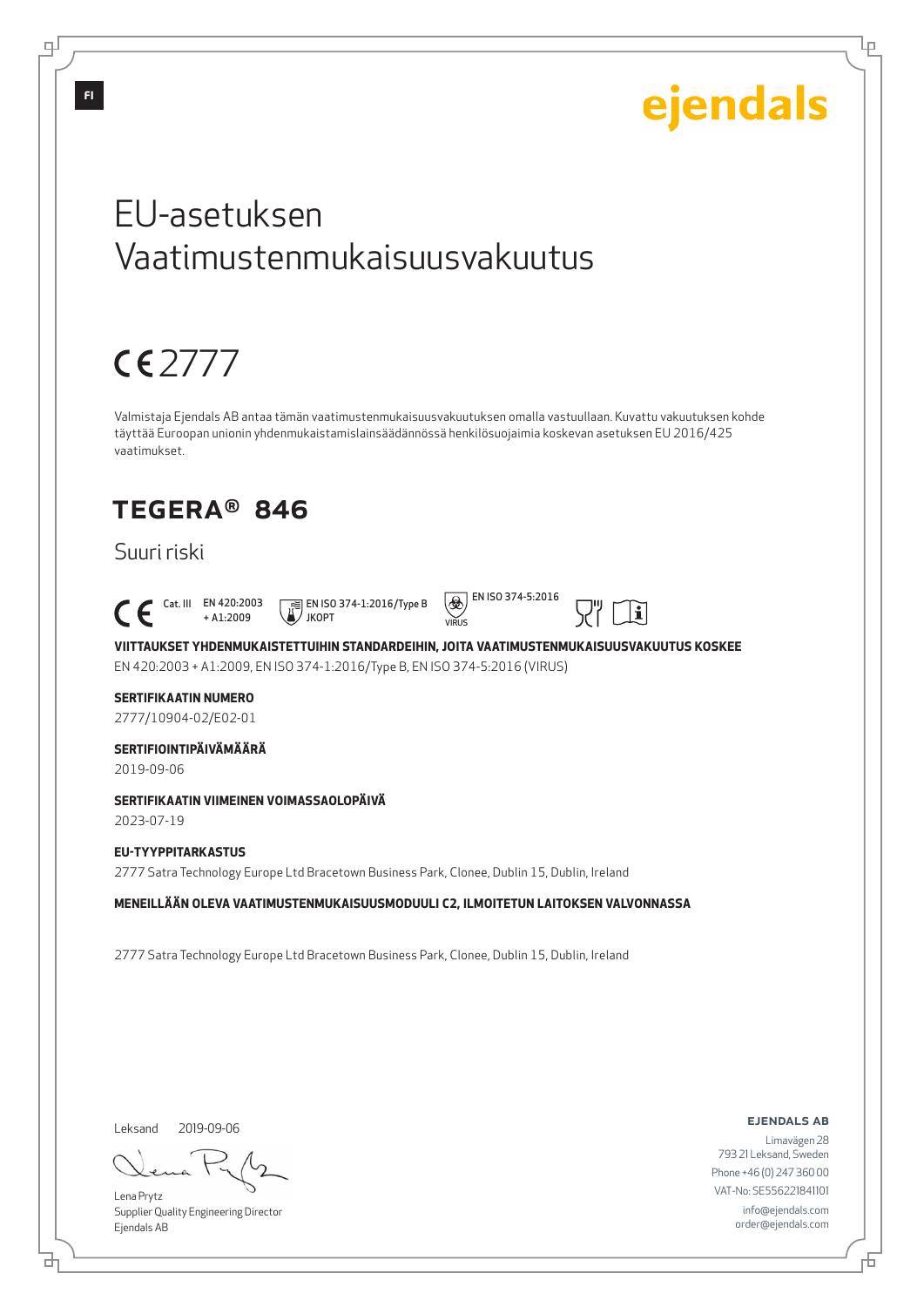FI

ejendals

# EU-asetuksen Vaatimustenmukaisuusvakuutus

CE 2777

Valmistaja Ejendals AB antaa tämän vaatimustenmukaisuusvakuutuksen omalla vastuullaan. Kuvattu vakuutuksen kohde täyttää Euroopan unionin yhdenmukaistamislainsäädännössä henkilösuojaimia koskevan asetuksen EU 2016/425 vaatimukset.

## TEGERA® 846

Suuri riski

CE Cat. III EN 420:2003 + A1:2009 EN ISO 374-1:2016/Type B JKOPT EN ISO 374-5:2016 VIRUS

**VIITTAUKSET YHDENMUKAISTETTUIHIN STANDARDEIHIN, JOITA VAATIMUSTENMUKAISUUSVAKUUTUS KOSKEE**

EN 420:2003 + A1:2009, EN ISO 374-1:2016/Type B, EN ISO 374-5:2016 (VIRUS)

**SERTIFIKAATIN NUMERO**

2777/10904-02/E02-01

**SERTIFIOINTIPÄIVÄMÄÄRÄ**

2019-09-06

**SERTIFIKAATIN VIIMEINEN VOIMASSAOLOPÄIVÄ**

2023-07-19

**EU-TYYPPITARKASTUS**

2777 Satra Technology Europe Ltd Bracetown Business Park, Clonee, Dublin 15, Dublin, Ireland

**MENEILLÄÄN OLEVA VAATIMUSTENMUKAISUUSMODUULI C2, ILMOITETUN LAITOKSEN VALVONNASSA**

2777 Satra Technology Europe Ltd Bracetown Business Park, Clonee, Dublin 15, Dublin, Ireland

Leksand 2019-09-06

Lena Prytz
Supplier Quality Engineering Director
Ejendals AB

**EJENDALS AB**
Limavägen 28
793 21 Leksand, Sweden
Phone +46 (0) 247 360 00
VAT-No: SE556221841101
info@ejendals.com
order@ejendals.com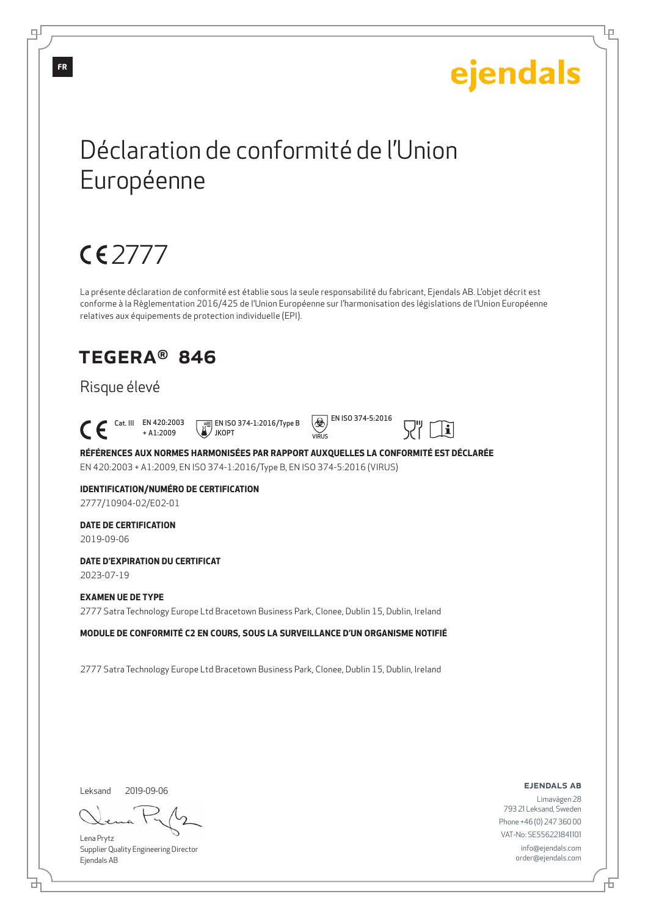FR

ejendals

# Déclaration de conformité de l'Union Européenne

## CE 2777

La présente déclaration de conformité est établie sous la seule responsabilité du fabricant, Ejendals AB. L'objet décrit est conforme à la Règlementation 2016/425 de l'Union Européenne sur l'harmonisation des législations de l'Union Européenne relatives aux équipements de protection individuelle (EPI).

## TEGERA® 846

Risque élevé

CE Cat. III EN 420:2003 + A1:2009 EN ISO 374-1:2016/Type B JKOPT EN ISO 374-5:2016 VIRUS

**RÉFÉRENCES AUX NORMES HARMONISÉES PAR RAPPORT AUXQUELLES LA CONFORMITÉ EST DÉCLARÉE**
EN 420:2003 + A1:2009, EN ISO 374-1:2016/Type B, EN ISO 374-5:2016 (VIRUS)

**IDENTIFICATION/NUMÉRO DE CERTIFICATION**
2777/10904-02/E02-01

**DATE DE CERTIFICATION**
2019-09-06

**DATE D'EXPIRATION DU CERTIFICAT**
2023-07-19

**EXAMEN UE DE TYPE**
2777 Satra Technology Europe Ltd Bracetown Business Park, Clonee, Dublin 15, Dublin, Ireland

**MODULE DE CONFORMITÉ C2 EN COURS, SOUS LA SURVEILLANCE D'UN ORGANISME NOTIFIÉ**

2777 Satra Technology Europe Ltd Bracetown Business Park, Clonee, Dublin 15, Dublin, Ireland

Leksand 2019-09-06

Lena Prytz
Supplier Quality Engineering Director
Ejendals AB

**EJENDALS AB**
Limavägen 28
793 21 Leksand, Sweden
Phone +46 (0) 247 360 00
VAT-No: SE556221841101
info@ejendals.com
order@ejendals.com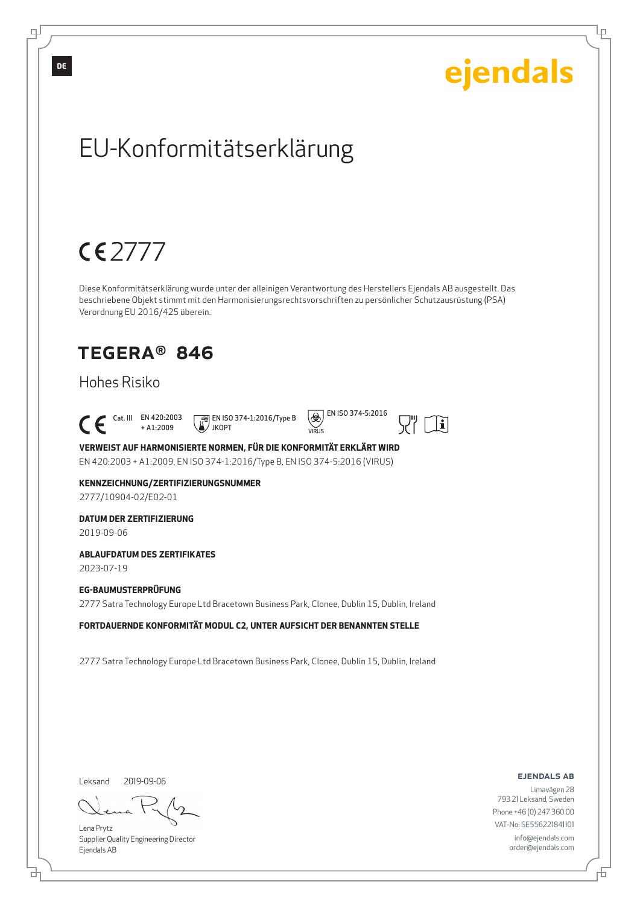DE

ejendals

# EU-Konformitätserklärung

CE 2777

Diese Konformitätserklärung wurde unter der alleinigen Verantwortung des Herstellers Ejendals AB ausgestellt. Das beschriebene Objekt stimmt mit den Harmonisierungsrechtsvorschriften zu persönlicher Schutzausrüstung (PSA) Verordnung EU 2016/425 überein.

## TEGERA® 846

### Hohes Risiko

CE Cat. III EN 420:2003 + A1:2009 EN ISO 374-1:2016/Type B JKOPT EN ISO 374-5:2016 VIRUS

**VERWEIST AUF HARMONISIERTE NORMEN, FÜR DIE KONFORMITÄT ERKLÄRT WIRD**

EN 420:2003 + A1:2009, EN ISO 374-1:2016/Type B, EN ISO 374-5:2016 (VIRUS)

**KENNZEICHNUNG/ZERTIFIZIERUNGSNUMMER**

2777/10904-02/E02-01

**DATUM DER ZERTIFIZIERUNG**

2019-09-06

**ABLAUFDATUM DES ZERTIFIKATES**

2023-07-19

**EG-BAUMUSTERPRÜFUNG**

2777 Satra Technology Europe Ltd Bracetown Business Park, Clonee, Dublin 15, Dublin, Ireland

**FORTDAUERNDE KONFORMITÄT MODUL C2, UNTER AUFSICHT DER BENANNTEN STELLE**

2777 Satra Technology Europe Ltd Bracetown Business Park, Clonee, Dublin 15, Dublin, Ireland

Leksand 2019-09-06

Lena Prytz
Supplier Quality Engineering Director
Ejendals AB

**EJENDALS AB**
Limavägen 28
793 21 Leksand, Sweden
Phone +46 (0) 247 360 00
VAT-No: SE556221841101
info@ejendals.com
order@ejendals.com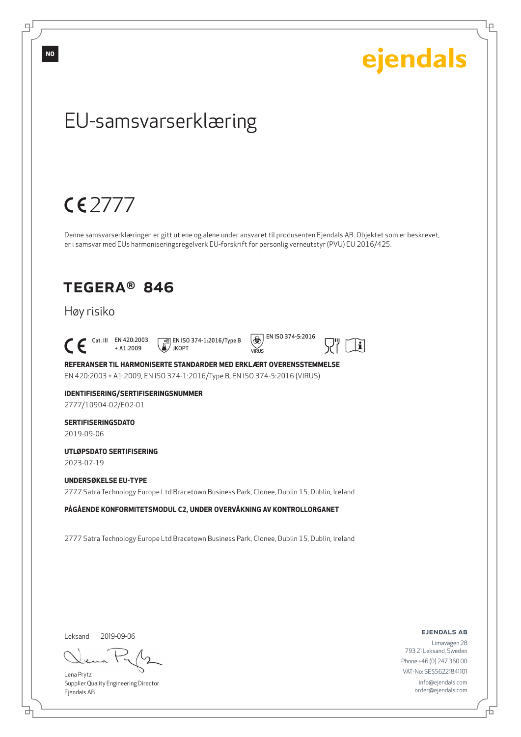NO

ejendals

# EU-samsvarserklæring

CE 2777

Denne samsvarserklæringen er gitt ut ene og alene under ansvaret til produsenten Ejendals AB. Objektet som er beskrevet, er i samsvar med EUs harmoniseringsregelverk EU-forskrift for personlig verneutstyr (PVU) EU 2016/425.

## TEGERA® 846

Høy risiko

CE Cat. III EN 420:2003 + A1:2009 EN ISO 374-1:2016/Type B JKOPT EN ISO 374-5:2016 VIRUS

**REFERANSER TIL HARMONISERTE STANDARDER MED ERKLÆRT OVERENSSTEMMELSE**

EN 420:2003 + A1:2009, EN ISO 374-1:2016/Type B, EN ISO 374-5:2016 (VIRUS)

**IDENTIFISERING/SERTIFISERINGSNUMMER**

2777/10904-02/E02-01

**SERTIFISERINGSDATO**

2019-09-06

**UTLØPSDATO SERTIFISERING**

2023-07-19

**UNDERSØKELSE EU-TYPE**

2777 Satra Technology Europe Ltd Bracetown Business Park, Clonee, Dublin 15, Dublin, Ireland

**PÅGÅENDE KONFORMITETSMODUL C2, UNDER OVERVÅKNING AV KONTROLLORGANET**

2777 Satra Technology Europe Ltd Bracetown Business Park, Clonee, Dublin 15, Dublin, Ireland

Leksand 2019-09-06

Lena Prytz
Supplier Quality Engineering Director
Ejendals AB

**EJENDALS AB**
Limavägen 28
793 21 Leksand, Sweden
Phone +46 (0) 247 360 00
VAT-No: SE556221841101
info@ejendals.com
order@ejendals.com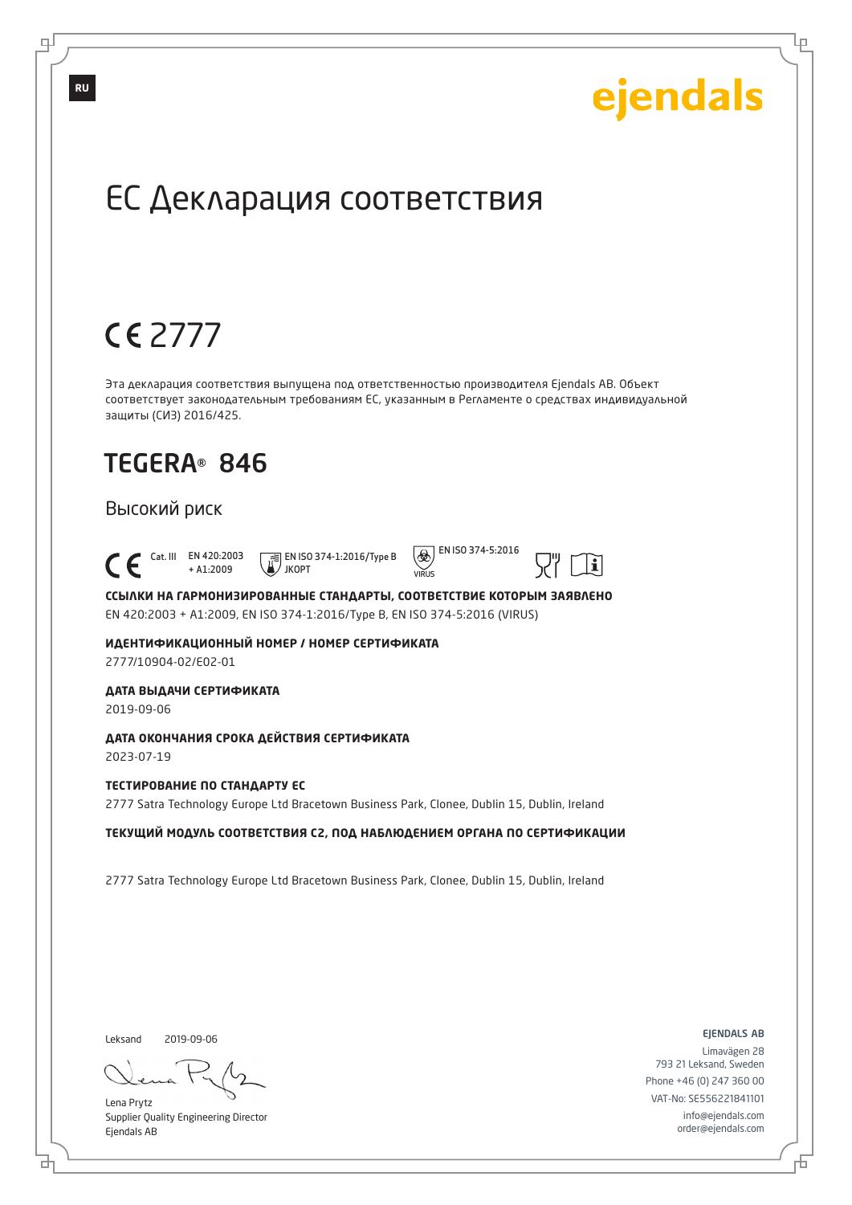RU

ejendals

# ЕС Декларация соответствия

## CE 2777

Эта декларация соответствия выпущена под ответственностью производителя Ejendals AB. Объект соответствует законодательным требованиям ЕС, указанным в Регламенте о средствах индивидуальной защиты (СИЗ) 2016/425.

## TEGERA® 846

### Высокий риск

CE Cat. III EN 420:2003 + A1:2009 EN ISO 374-1:2016/Type B JKOPT EN ISO 374-5:2016 VIRUS

**ССЫЛКИ НА ГАРМОНИЗИРОВАННЫЕ СТАНДАРТЫ, СООТВЕТСТВИЕ КОТОРЫМ ЗАЯВЛЕНО**

EN 420:2003 + A1:2009, EN ISO 374-1:2016/Type B, EN ISO 374-5:2016 (VIRUS)

**ИДЕНТИФИКАЦИОННЫЙ НОМЕР / НОМЕР СЕРТИФИКАТА**

2777/10904-02/E02-01

**ДАТА ВЫДАЧИ СЕРТИФИКАТА**

2019-09-06

**ДАТА ОКОНЧАНИЯ СРОКА ДЕЙСТВИЯ СЕРТИФИКАТА**

2023-07-19

**ТЕСТИРОВАНИЕ ПО СТАНДАРТУ ЕС**

2777 Satra Technology Europe Ltd Bracetown Business Park, Clonee, Dublin 15, Dublin, Ireland

**ТЕКУЩИЙ МОДУЛЬ СООТВЕТСТВИЯ C2, ПОД НАБЛЮДЕНИЕМ ОРГАНА ПО СЕРТИФИКАЦИИ**

2777 Satra Technology Europe Ltd Bracetown Business Park, Clonee, Dublin 15, Dublin, Ireland

Leksand 2019-09-06

Lena Prytz
Supplier Quality Engineering Director
Ejendals AB

EJENDALS AB
Limavägen 28
793 21 Leksand, Sweden
Phone +46 (0) 247 360 00
VAT-No: SE556221841101
info@ejendals.com
order@ejendals.com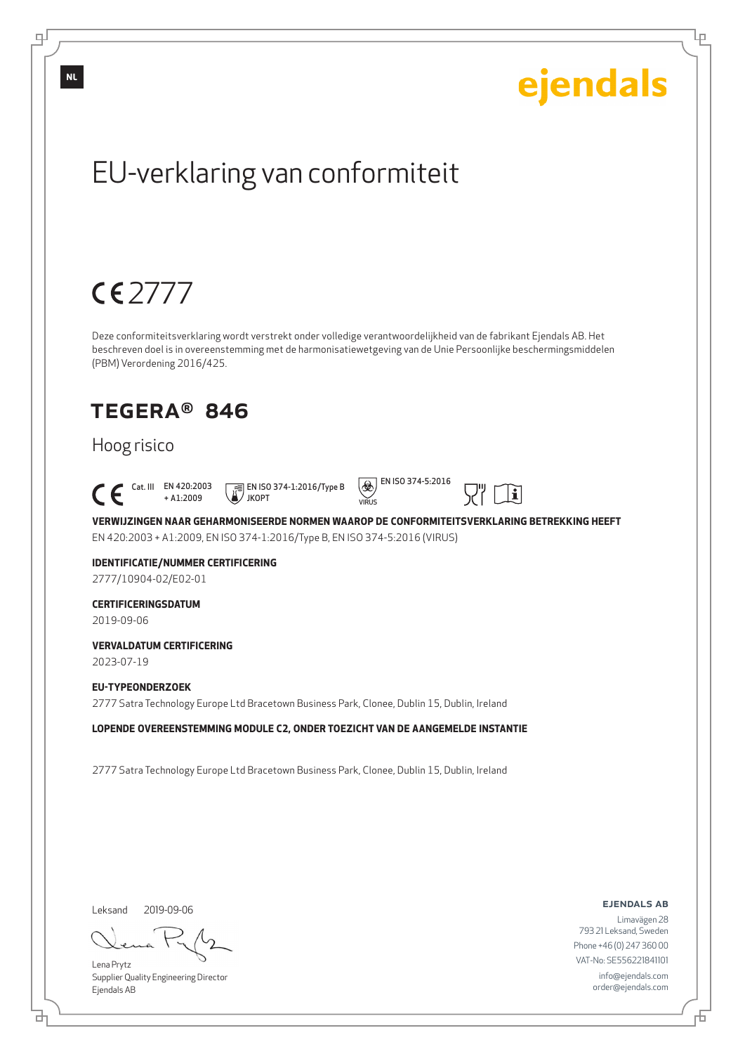NL

ejendals

# EU-verklaring van conformiteit

CE 2777

Deze conformiteitsverklaring wordt verstrekt onder volledige verantwoordelijkheid van de fabrikant Ejendals AB. Het beschreven doel is in overeenstemming met de harmonisatiewetgeving van de Unie Persoonlijke beschermingsmiddelen (PBM) Verordening 2016/425.

## TEGERA® 846

### Hoog risico

CE Cat. III EN 420:2003 + A1:2009 EN ISO 374-1:2016/Type B JKOPT EN ISO 374-5:2016 VIRUS

**VERWIJZINGEN NAAR GEHARMONISEERDE NORMEN WAAROP DE CONFORMITEITSVERKLARING BETREKKING HEEFT**

EN 420:2003 + A1:2009, EN ISO 374-1:2016/Type B, EN ISO 374-5:2016 (VIRUS)

**IDENTIFICATIE/NUMMER CERTIFICERING**

2777/10904-02/E02-01

**CERTIFICERINGSDATUM**

2019-09-06

**VERVALDATUM CERTIFICERING**

2023-07-19

**EU-TYPEONDERZOEK**

2777 Satra Technology Europe Ltd Bracetown Business Park, Clonee, Dublin 15, Dublin, Ireland

**LOPENDE OVEREENSTEMMING MODULE C2, ONDER TOEZICHT VAN DE AANGEMELDE INSTANTIE**

2777 Satra Technology Europe Ltd Bracetown Business Park, Clonee, Dublin 15, Dublin, Ireland

Leksand 2019-09-06

Lena Prytz
Supplier Quality Engineering Director
Ejendals AB

**EJENDALS AB**
Limavägen 28
793 21 Leksand, Sweden
Phone +46 (0) 247 360 00
VAT-No: SE556221841101
info@ejendals.com
order@ejendals.com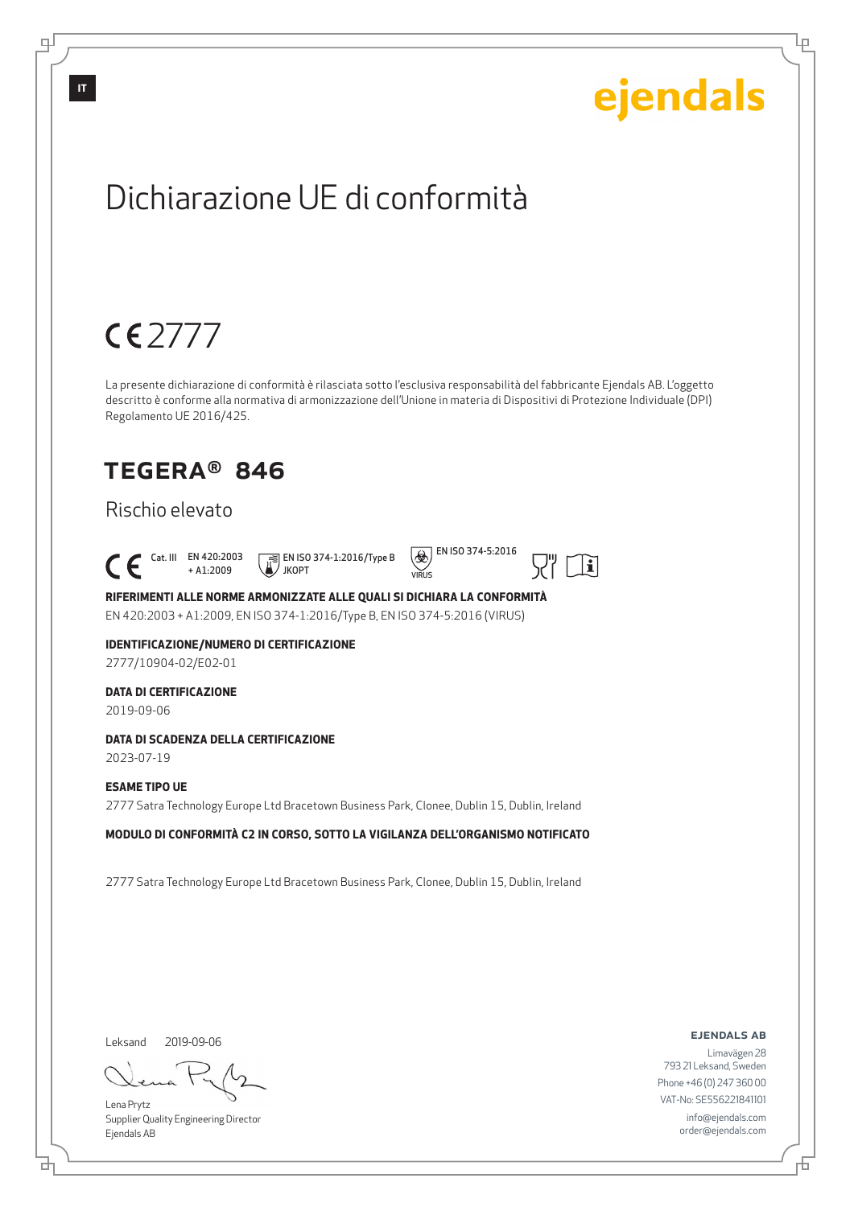ejendals

# Dichiarazione UE di conformità

CE 2777

La presente dichiarazione di conformità è rilasciata sotto l'esclusiva responsabilità del fabbricante Ejendals AB. L'oggetto descritto è conforme alla normativa di armonizzazione dell'Unione in materia di Dispositivi di Protezione Individuale (DPI) Regolamento UE 2016/425.

## TEGERA® 846

Rischio elevato

CE Cat. III EN 420:2003 + A1:2009 EN ISO 374-1:2016/Type B JKOPT EN ISO 374-5:2016 VIRUS

**RIFERIMENTI ALLE NORME ARMONIZZATE ALLE QUALI SI DICHIARA LA CONFORMITÀ**

EN 420:2003 + A1:2009, EN ISO 374-1:2016/Type B, EN ISO 374-5:2016 (VIRUS)

**IDENTIFICAZIONE/NUMERO DI CERTIFICAZIONE**

2777/10904-02/E02-01

**DATA DI CERTIFICAZIONE**

2019-09-06

**DATA DI SCADENZA DELLA CERTIFICAZIONE**

2023-07-19

**ESAME TIPO UE**

2777 Satra Technology Europe Ltd Bracetown Business Park, Clonee, Dublin 15, Dublin, Ireland

**MODULO DI CONFORMITÀ C2 IN CORSO, SOTTO LA VIGILANZA DELL'ORGANISMO NOTIFICATO**

2777 Satra Technology Europe Ltd Bracetown Business Park, Clonee, Dublin 15, Dublin, Ireland

Leksand 2019-09-06

Lena Prytz
Supplier Quality Engineering Director
Ejendals AB

**EJENDALS AB**

Limavägen 28
793 21 Leksand, Sweden
Phone +46 (0) 247 360 00
VAT-No: SE556221841101
info@ejendals.com
order@ejendals.com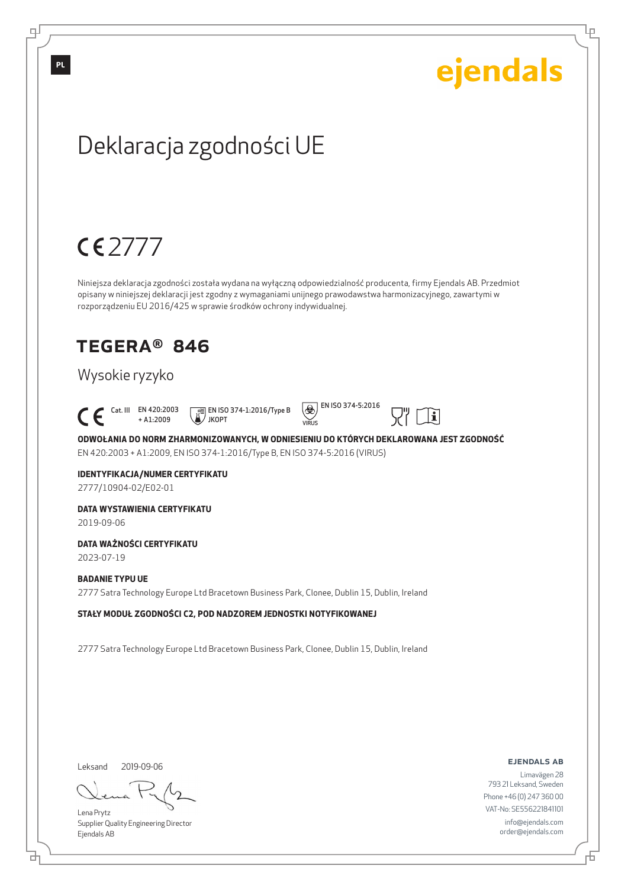PL

ejendals

# Deklaracja zgodności UE

CE 2777

Niniejsza deklaracja zgodności została wydana na wyłączną odpowiedzialność producenta, firmy Ejendals AB. Przedmiot opisany w niniejszej deklaracji jest zgodny z wymaganiami unijnego prawodawstwa harmonizacyjnego, zawartymi w rozporządzeniu EU 2016/425 w sprawie środków ochrony indywidualnej.

## TEGERA® 846

Wysokie ryzyko

CE Cat. III EN 420:2003 + A1:2009 EN ISO 374-1:2016/Type B JKOPT EN ISO 374-5:2016 VIRUS

**ODWOŁANIA DO NORM ZHARMONIZOWANYCH, W ODNIESIENIU DO KTÓRYCH DEKLAROWANA JEST ZGODNOŚĆ**
EN 420:2003 + A1:2009, EN ISO 374-1:2016/Type B, EN ISO 374-5:2016 (VIRUS)

**IDENTYFIKACJA/NUMER CERTYFIKATU**
2777/10904-02/E02-01

**DATA WYSTAWIENIA CERTYFIKATU**
2019-09-06

**DATA WAŻNOŚCI CERTYFIKATU**
2023-07-19

**BADANIE TYPU UE**
2777 Satra Technology Europe Ltd Bracetown Business Park, Clonee, Dublin 15, Dublin, Ireland

**STAŁY MODUŁ ZGODNOŚCI C2, POD NADZOREM JEDNOSTKI NOTYFIKOWANEJ**

2777 Satra Technology Europe Ltd Bracetown Business Park, Clonee, Dublin 15, Dublin, Ireland

Leksand 2019-09-06

Lena Prytz
Supplier Quality Engineering Director
Ejendals AB

**EJENDALS AB**
Limavägen 28
793 21 Leksand, Sweden
Phone +46 (0) 247 360 00
VAT-No: SE556221841101
info@ejendals.com
order@ejendals.com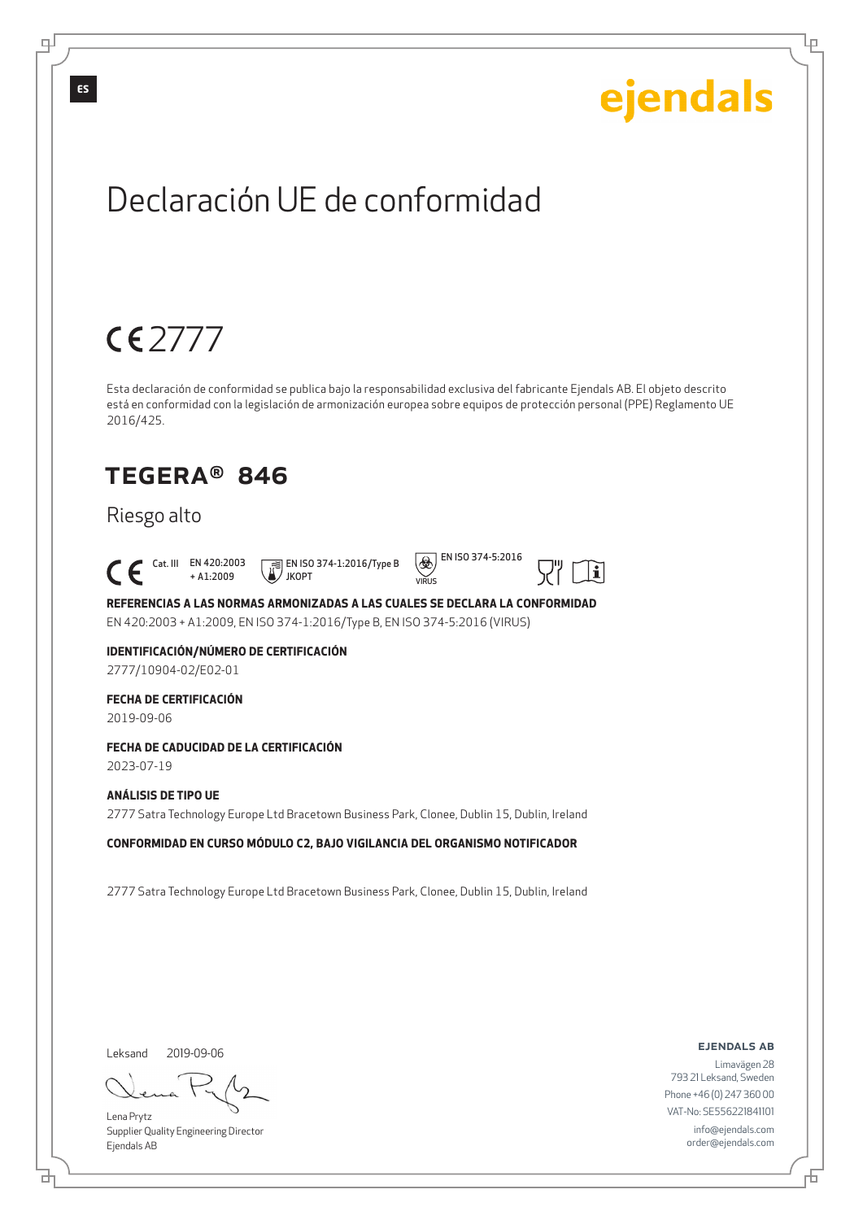ES

ejendals

# Declaración UE de conformidad

CE 2777

Esta declaración de conformidad se publica bajo la responsabilidad exclusiva del fabricante Ejendals AB. El objeto descrito está en conformidad con la legislación de armonización europea sobre equipos de protección personal (PPE) Reglamento UE 2016/425.

## TEGERA® 846

Riesgo alto

CE Cat. III EN 420:2003 + A1:2009 EN ISO 374-1:2016/Type B JKOPT EN ISO 374-5:2016 VIRUS

**REFERENCIAS A LAS NORMAS ARMONIZADAS A LAS CUALES SE DECLARA LA CONFORMIDAD**

EN 420:2003 + A1:2009, EN ISO 374-1:2016/Type B, EN ISO 374-5:2016 (VIRUS)

**IDENTIFICACIÓN/NÚMERO DE CERTIFICACIÓN**

2777/10904-02/E02-01

**FECHA DE CERTIFICACIÓN**

2019-09-06

**FECHA DE CADUCIDAD DE LA CERTIFICACIÓN**

2023-07-19

**ANÁLISIS DE TIPO UE**

2777 Satra Technology Europe Ltd Bracetown Business Park, Clonee, Dublin 15, Dublin, Ireland

**CONFORMIDAD EN CURSO MÓDULO C2, BAJO VIGILANCIA DEL ORGANISMO NOTIFICADOR**

2777 Satra Technology Europe Ltd Bracetown Business Park, Clonee, Dublin 15, Dublin, Ireland

Leksand 2019-09-06

Lena Prytz
Supplier Quality Engineering Director
Ejendals AB

**EJENDALS AB**
Limavägen 28
793 21 Leksand, Sweden
Phone +46 (0) 247 360 00
VAT-No: SE556221841101
info@ejendals.com
order@ejendals.com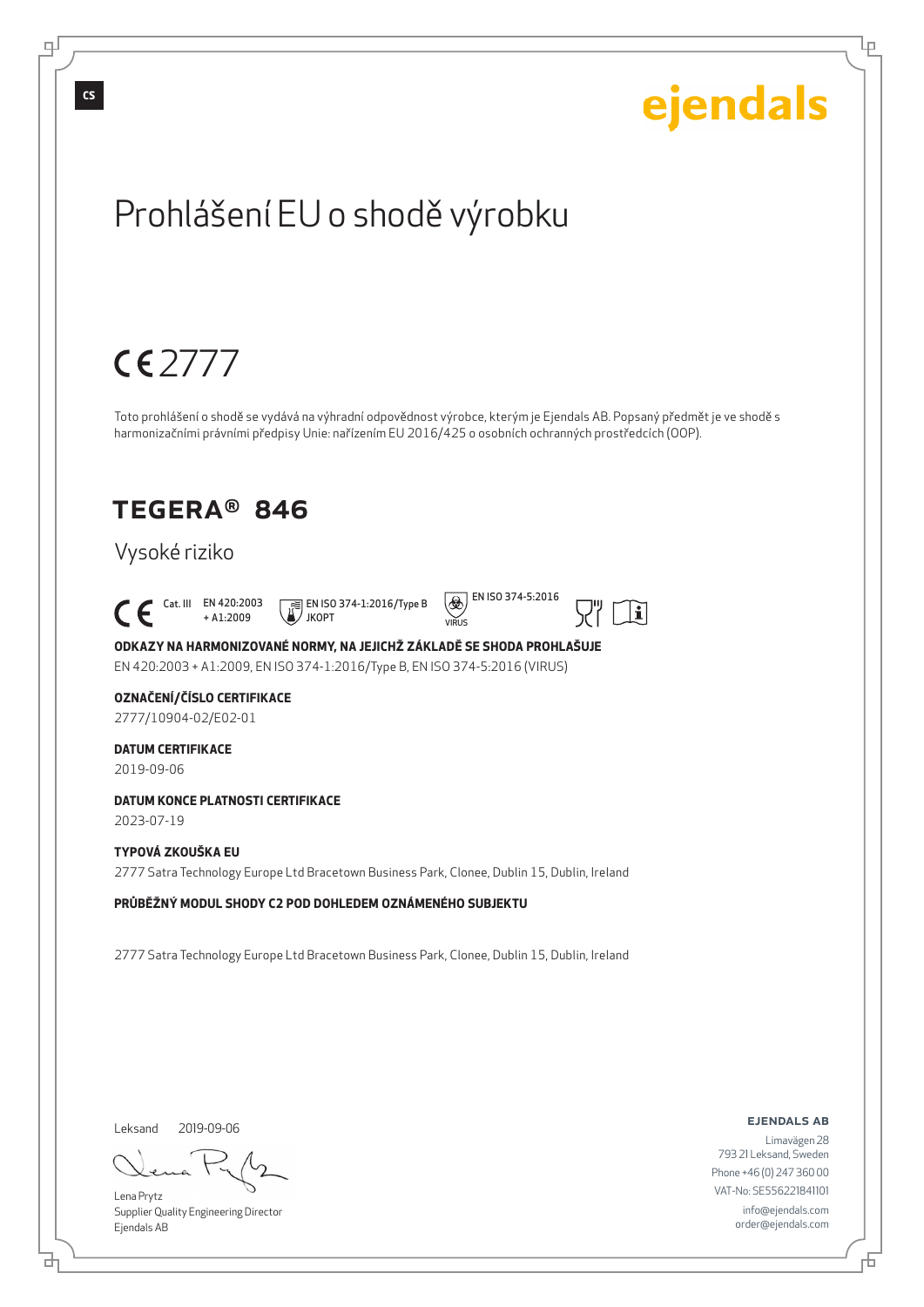CS

ejendals

# Prohlášení EU o shodě výrobku

CE 2777

Toto prohlášení o shodě se vydává na výhradní odpovědnost výrobce, kterým je Ejendals AB. Popsaný předmět je ve shodě s harmonizačními právními předpisy Unie: nařízením EU 2016/425 o osobních ochranných prostředcích (OOP).

## TEGERA® 846

Vysoké riziko

CE Cat. III EN 420:2003 + A1:2009 EN ISO 374-1:2016/Type B JKOPT EN ISO 374-5:2016 VIRUS

**ODKAZY NA HARMONIZOVANÉ NORMY, NA JEJICHŽ ZÁKLADĚ SE SHODA PROHLAŠUJE**

EN 420:2003 + A1:2009, EN ISO 374-1:2016/Type B, EN ISO 374-5:2016 (VIRUS)

**OZNAČENÍ/ČÍSLO CERTIFIKACE**

2777/10904-02/E02-01

**DATUM CERTIFIKACE**

2019-09-06

**DATUM KONCE PLATNOSTI CERTIFIKACE**

2023-07-19

**TYPOVÁ ZKOUŠKA EU**

2777 Satra Technology Europe Ltd Bracetown Business Park, Clonee, Dublin 15, Dublin, Ireland

**PRŮBĚŽNÝ MODUL SHODY C2 POD DOHLEDEM OZNÁMENÉHO SUBJEKTU**

2777 Satra Technology Europe Ltd Bracetown Business Park, Clonee, Dublin 15, Dublin, Ireland

Leksand 2019-09-06

Lena Prytz
Supplier Quality Engineering Director
Ejendals AB

**EJENDALS AB**
Limavägen 28
793 21 Leksand, Sweden
Phone +46 (0) 247 360 00
VAT-No: SE556221841101
info@ejendals.com
order@ejendals.com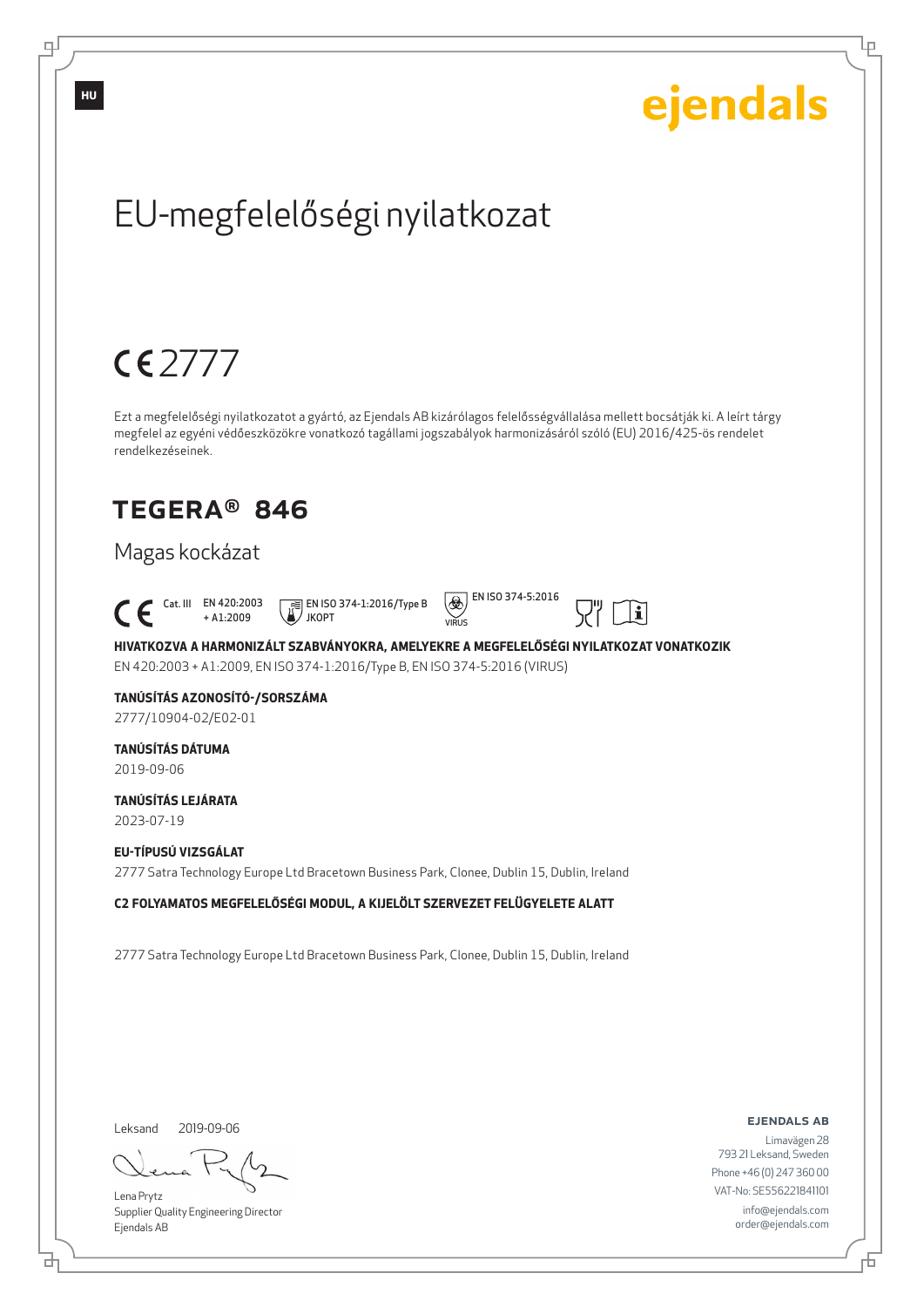HU

ejendals

# EU-megfelelőségi nyilatkozat

CE 2777

Ezt a megfelelőségi nyilatkozatot a gyártó, az Ejendals AB kizárólagos felelősségvállalása mellett bocsátják ki. A leírt tárgy megfelel az egyéni védőeszközökre vonatkozó tagállami jogszabályok harmonizásáról szóló (EU) 2016/425-ös rendelet rendelkezéseinek.

## TEGERA® 846

Magas kockázat

CE Cat. III EN 420:2003 + A1:2009 EN ISO 374-1:2016/Type B JKOPT EN ISO 374-5:2016 VIRUS

**HIVATKOZVA A HARMONIZÁLT SZABVÁNYOKRA, AMELYEKRE A MEGFELELŐSÉGI NYILATKOZAT VONATKOZIK**
EN 420:2003 + A1:2009, EN ISO 374-1:2016/Type B, EN ISO 374-5:2016 (VIRUS)

**TANÚSÍTÁS AZONOSÍTÓ-/SORSZÁMA**
2777/10904-02/E02-01

**TANÚSÍTÁS DÁTUMA**
2019-09-06

**TANÚSÍTÁS LEJÁRATA**
2023-07-19

**EU-TÍPUSÚ VIZSGÁLAT**
2777 Satra Technology Europe Ltd Bracetown Business Park, Clonee, Dublin 15, Dublin, Ireland

**C2 FOLYAMATOS MEGFELELŐSÉGI MODUL, A KIJELÖLT SZERVEZET FELÜGYELETE ALATT**

2777 Satra Technology Europe Ltd Bracetown Business Park, Clonee, Dublin 15, Dublin, Ireland

Leksand 2019-09-06

Lena Prytz
Supplier Quality Engineering Director
Ejendals AB

**EJENDALS AB**
Limavägen 28
793 21 Leksand, Sweden
Phone +46 (0) 247 360 00
VAT-No: SE556221841101
info@ejendals.com
order@ejendals.com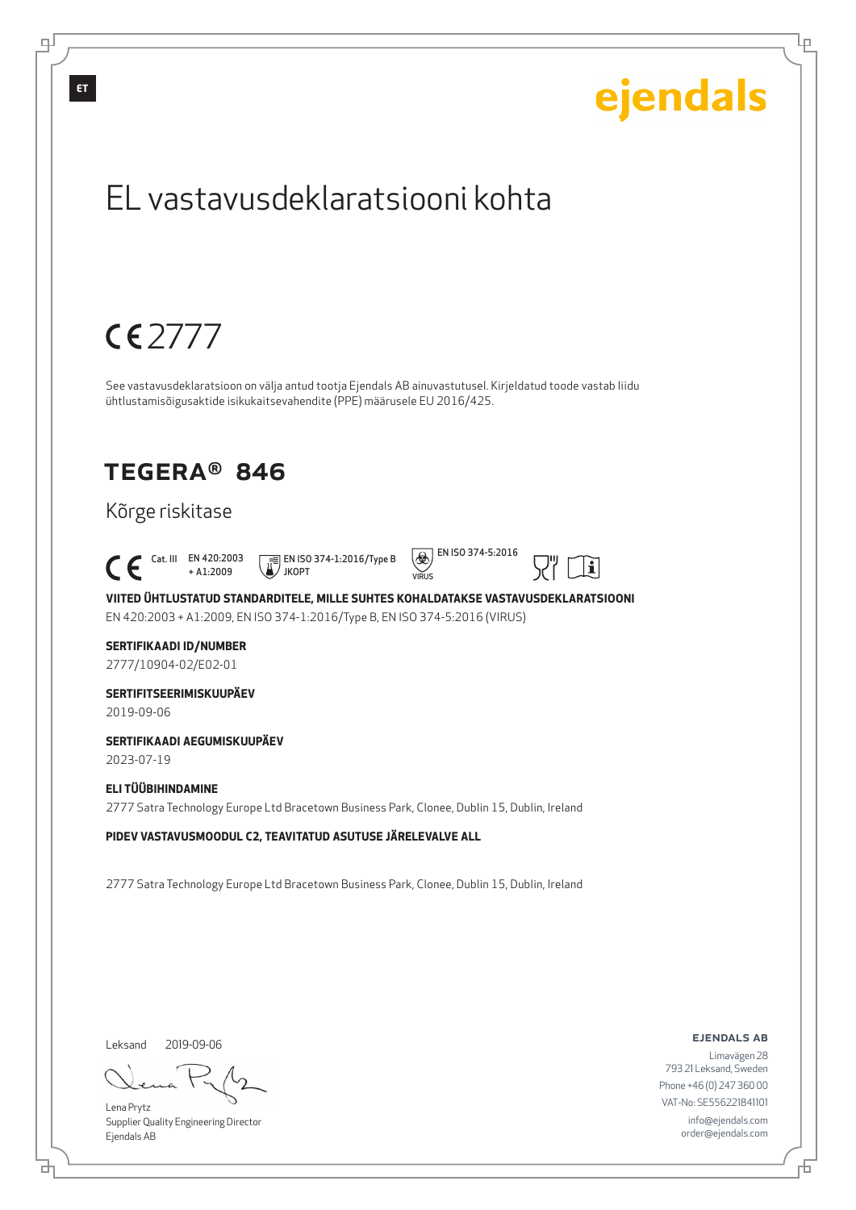ET

ejendals

# EL vastavusdeklaratsiooni kohta

CE 2777

See vastavusdeklaratsioon on välja antud tootja Ejendals AB ainuvastutusel. Kirjeldatud toode vastab liidu ühtlustamisõigusaktide isikukaitsevahendite (PPE) määrusele EU 2016/425.

## TEGERA® 846

Kõrge riskitase

CE Cat. III EN 420:2003 + A1:2009 EN ISO 374-1:2016/Type B JKOPT EN ISO 374-5:2016 VIRUS

**VIITED ÜHTLUSTATUD STANDARDITELE, MILLE SUHTES KOHALDATAKSE VASTAVUSDEKLARATSIOONI**
EN 420:2003 + A1:2009, EN ISO 374-1:2016/Type B, EN ISO 374-5:2016 (VIRUS)

**SERTIFIKAADI ID/NUMBER**
2777/10904-02/E02-01

**SERTIFITSEERIMISKUUPÄEV**
2019-09-06

**SERTIFIKAADI AEGUMISKUUPÄEV**
2023-07-19

**ELI TÜÜBIHINDAMINE**
2777 Satra Technology Europe Ltd Bracetown Business Park, Clonee, Dublin 15, Dublin, Ireland

**PIDEV VASTAVUSMOODUL C2, TEAVITATUD ASUTUSE JÄRELEVALVE ALL**

2777 Satra Technology Europe Ltd Bracetown Business Park, Clonee, Dublin 15, Dublin, Ireland

Leksand 2019-09-06

Lena Prytz
Supplier Quality Engineering Director
Ejendals AB

**EJENDALS AB**
Limavägen 28
793 21 Leksand, Sweden
Phone +46 (0) 247 360 00
VAT-No: SE556221841101
info@ejendals.com
order@ejendals.com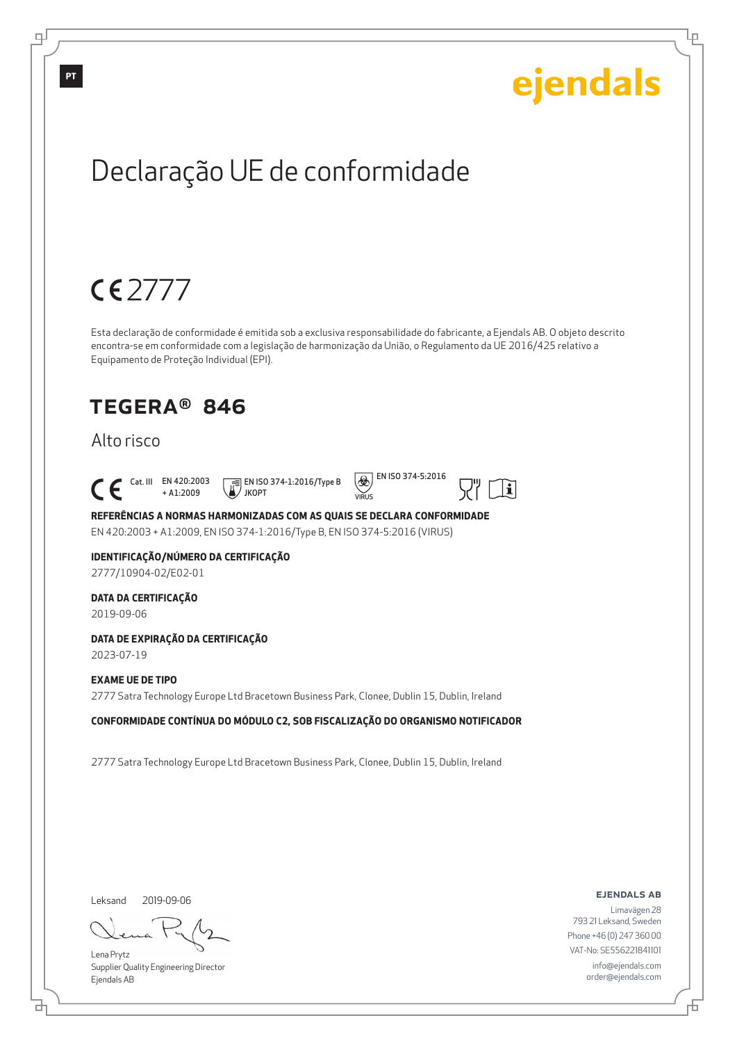PT

ejendals

# Declaração UE de conformidade

CE 2777

Esta declaração de conformidade é emitida sob a exclusiva responsabilidade do fabricante, a Ejendals AB. O objeto descrito encontra-se em conformidade com a legislação de harmonização da União, o Regulamento da UE 2016/425 relativo a Equipamento de Proteção Individual (EPI).

## TEGERA® 846

Alto risco

CE Cat. III EN 420:2003 + A1:2009 EN ISO 374-1:2016/Type B JKOPT EN ISO 374-5:2016 VIRUS

**REFERÊNCIAS A NORMAS HARMONIZADAS COM AS QUAIS SE DECLARA CONFORMIDADE**
EN 420:2003 + A1:2009, EN ISO 374-1:2016/Type B, EN ISO 374-5:2016 (VIRUS)

**IDENTIFICAÇÃO/NÚMERO DA CERTIFICAÇÃO**
2777/10904-02/E02-01

**DATA DA CERTIFICAÇÃO**
2019-09-06

**DATA DE EXPIRAÇÃO DA CERTIFICAÇÃO**
2023-07-19

**EXAME UE DE TIPO**
2777 Satra Technology Europe Ltd Bracetown Business Park, Clonee, Dublin 15, Dublin, Ireland

**CONFORMIDADE CONTÍNUA DO MÓDULO C2, SOB FISCALIZAÇÃO DO ORGANISMO NOTIFICADOR**

2777 Satra Technology Europe Ltd Bracetown Business Park, Clonee, Dublin 15, Dublin, Ireland

Leksand 2019-09-06

Lena Prytz
Supplier Quality Engineering Director
Ejendals AB

**EJENDALS AB**
Limavägen 28
793 21 Leksand, Sweden
Phone +46 (0) 247 360 00
VAT-No: SE556221841101
info@ejendals.com
order@ejendals.com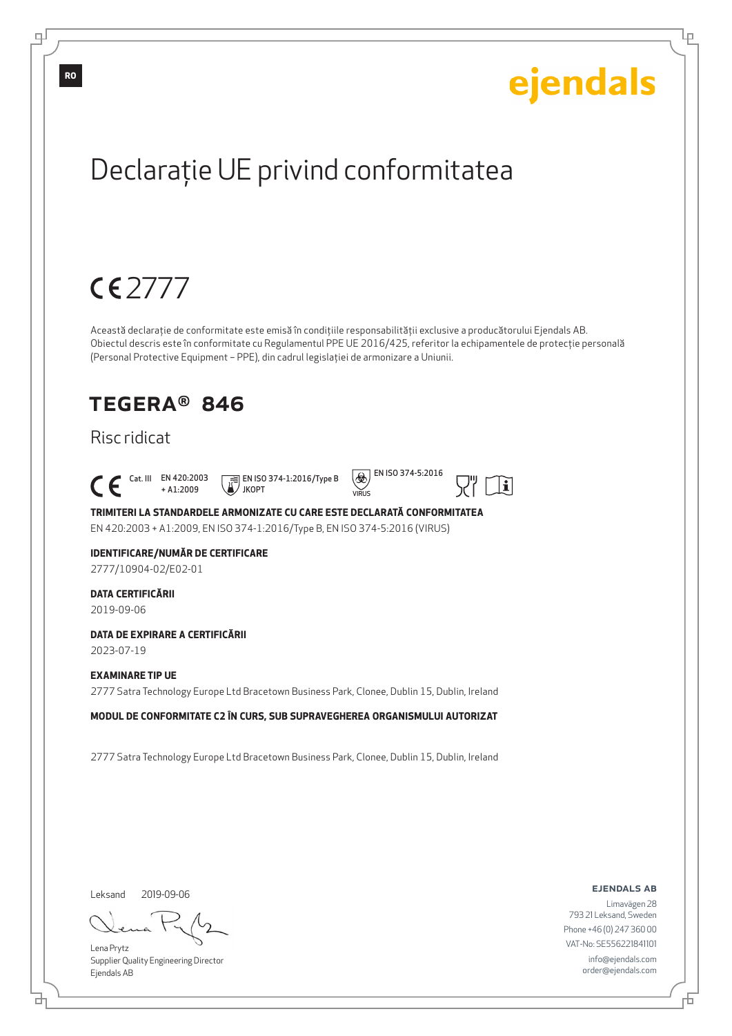RO

ejendals

# Declarație UE privind conformitatea

CE 2777

Această declarație de conformitate este emisă în condițiile responsabilității exclusive a producătorului Ejendals AB. Obiectul descris este în conformitate cu Regulamentul PPE UE 2016/425, referitor la echipamentele de protecție personală (Personal Protective Equipment – PPE), din cadrul legislației de armonizare a Uniunii.

## TEGERA® 846

### Risc ridicat

CE Cat. III EN 420:2003 + A1:2009 EN ISO 374-1:2016/Type B JKOPT EN ISO 374-5:2016 VIRUS

**TRIMITERI LA STANDARDELE ARMONIZATE CU CARE ESTE DECLARATĂ CONFORMITATEA**
EN 420:2003 + A1:2009, EN ISO 374-1:2016/Type B, EN ISO 374-5:2016 (VIRUS)

**IDENTIFICARE/NUMĂR DE CERTIFICARE**
2777/10904-02/E02-01

**DATA CERTIFICĂRII**
2019-09-06

**DATA DE EXPIRARE A CERTIFICĂRII**
2023-07-19

**EXAMINARE TIP UE**
2777 Satra Technology Europe Ltd Bracetown Business Park, Clonee, Dublin 15, Dublin, Ireland

**MODUL DE CONFORMITATE C2 ÎN CURS, SUB SUPRAVEGHEREA ORGANISMULUI AUTORIZAT**

2777 Satra Technology Europe Ltd Bracetown Business Park, Clonee, Dublin 15, Dublin, Ireland

Leksand 2019-09-06

Lena Prytz
Supplier Quality Engineering Director
Ejendals AB

**EJENDALS AB**
Limavägen 28
793 21 Leksand, Sweden
Phone +46 (0) 247 360 00
VAT-No: SE556221841101
info@ejendals.com
order@ejendals.com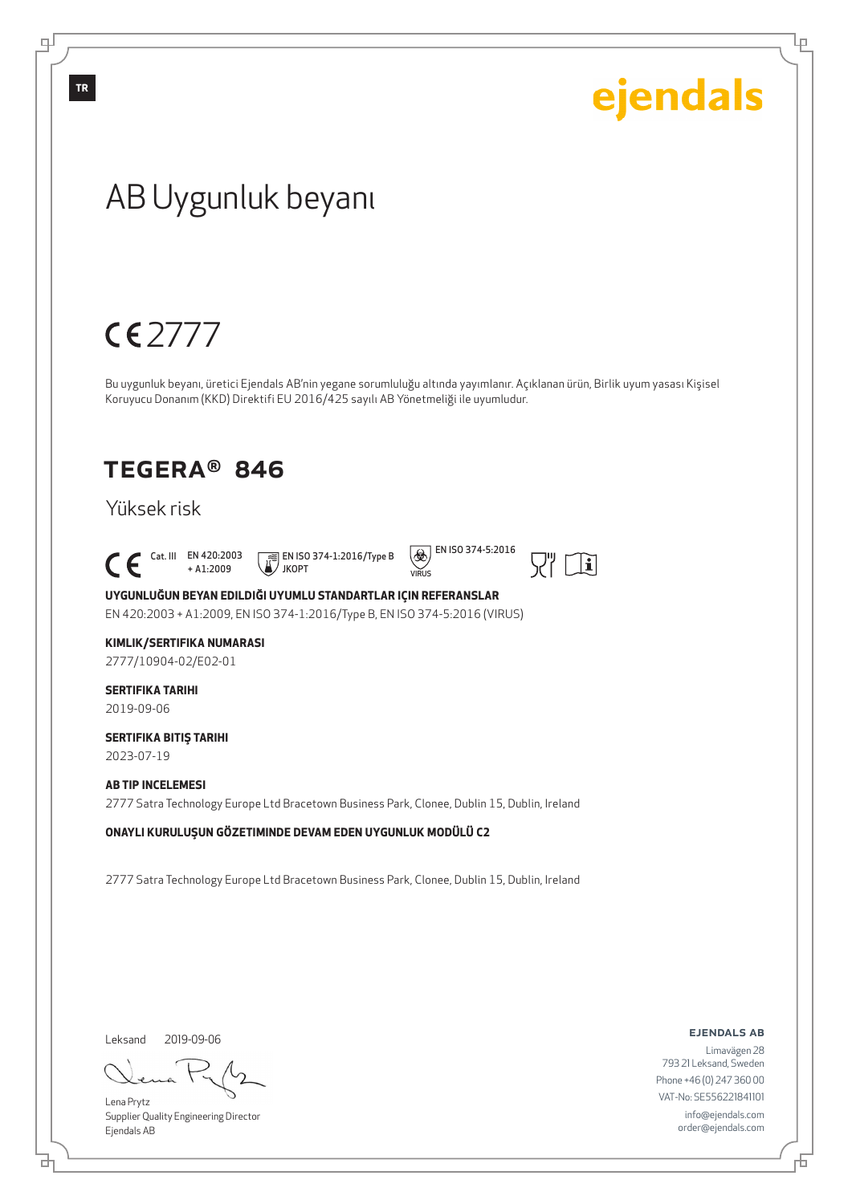ejendals

# AB Uygunluk beyanı

CE 2777

Bu uygunluk beyanı, üretici Ejendals AB'nin yegane sorumluluğu altında yayımlanır. Açıklanan ürün, Birlik uyum yasası Kişisel Koruyucu Donanım (KKD) Direktifi EU 2016/425 sayılı AB Yönetmeliği ile uyumludur.

## TEGERA® 846

Yüksek risk

CE Cat. III EN 420:2003 + A1:2009 EN ISO 374-1:2016/Type B JKOPT EN ISO 374-5:2016 VIRUS

**UYGUNLUĞUN BEYAN EDILDIĞI UYUMLU STANDARTLAR IÇIN REFERANSLAR**

EN 420:2003 + A1:2009, EN ISO 374-1:2016/Type B, EN ISO 374-5:2016 (VIRUS)

**KIMLIK/SERTIFIKA NUMARASI**

2777/10904-02/E02-01

**SERTIFIKA TARIHI**

2019-09-06

**SERTIFIKA BITIŞ TARIHI**

2023-07-19

**AB TIP INCELEMESI**

2777 Satra Technology Europe Ltd Bracetown Business Park, Clonee, Dublin 15, Dublin, Ireland

**ONAYLI KURULUŞUN GÖZETIMINDE DEVAM EDEN UYGUNLUK MODÜLÜ C2**

2777 Satra Technology Europe Ltd Bracetown Business Park, Clonee, Dublin 15, Dublin, Ireland

Leksand 2019-09-06

Lena Prytz
Supplier Quality Engineering Director
Ejendals AB

**EJENDALS AB**
Limavägen 28
793 21 Leksand, Sweden
Phone +46 (0) 247 360 00
VAT-No: SE556221841101
info@ejendals.com
order@ejendals.com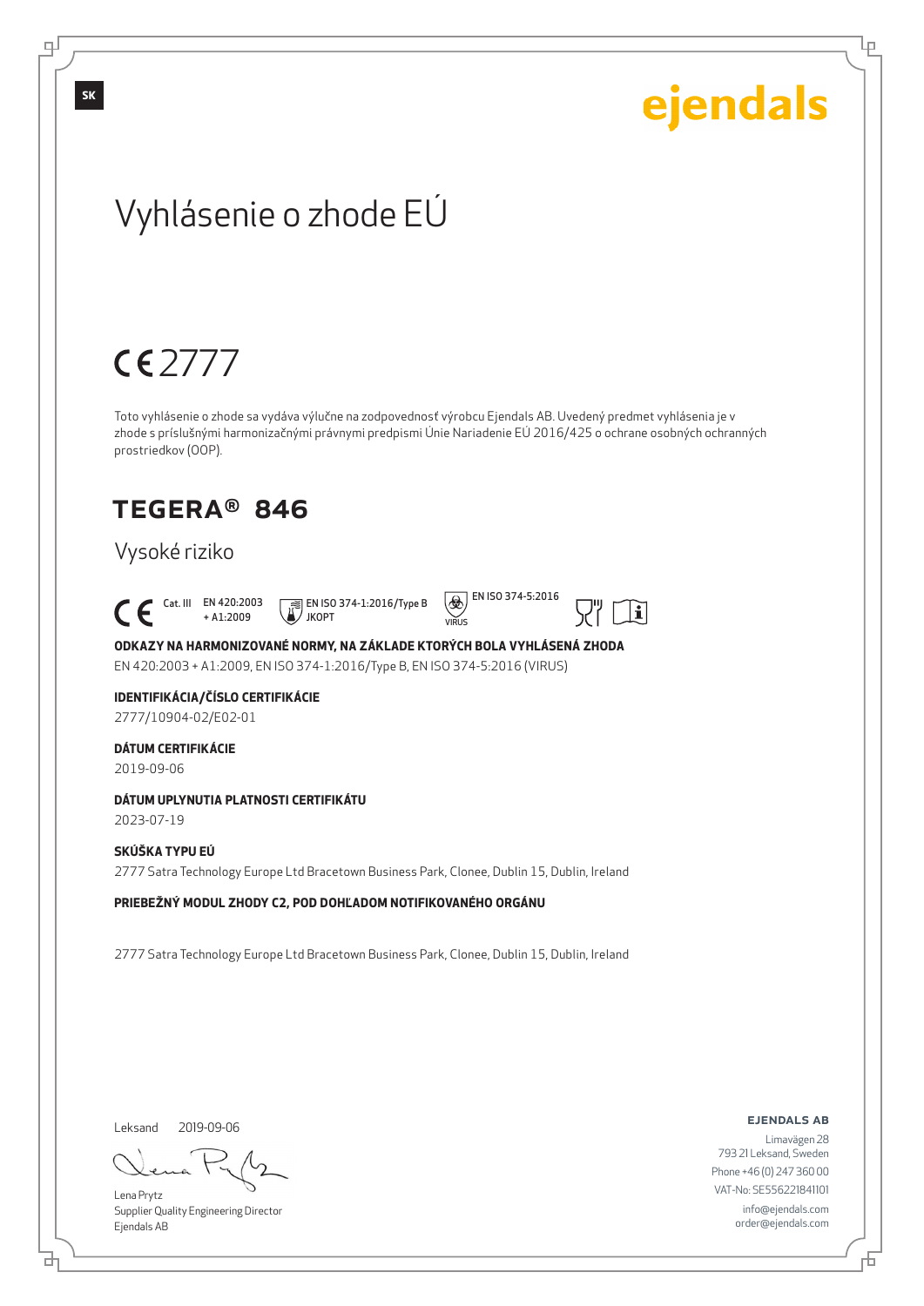SK

ejendals

# Vyhlásenie o zhode EÚ

CE 2777

Toto vyhlásenie o zhode sa vydáva výlučne na zodpovednosť výrobcu Ejendals AB. Uvedený predmet vyhlásenia je v zhode s príslušnými harmonizačnými právnymi predpismi Únie Nariadenie EÚ 2016/425 o ochrane osobných ochranných prostriedkov (OOP).

## TEGERA® 846

Vysoké riziko

CE Cat. III EN 420:2003 + A1:2009 EN ISO 374-1:2016/Type B JKOPT EN ISO 374-5:2016 VIRUS

**ODKAZY NA HARMONIZOVANÉ NORMY, NA ZÁKLADE KTORÝCH BOLA VYHLÁSENÁ ZHODA**

EN 420:2003 + A1:2009, EN ISO 374-1:2016/Type B, EN ISO 374-5:2016 (VIRUS)

**IDENTIFIKÁCIA/ČÍSLO CERTIFIKÁCIE**

2777/10904-02/E02-01

**DÁTUM CERTIFIKÁCIE**

2019-09-06

**DÁTUM UPLYNUTIA PLATNOSTI CERTIFIKÁTU**

2023-07-19

**SKÚŠKA TYPU EÚ**

2777 Satra Technology Europe Ltd Bracetown Business Park, Clonee, Dublin 15, Dublin, Ireland

**PRIEBEŽNÝ MODUL ZHODY C2, POD DOHĽADOM NOTIFIKOVANÉHO ORGÁNU**

2777 Satra Technology Europe Ltd Bracetown Business Park, Clonee, Dublin 15, Dublin, Ireland

Leksand 2019-09-06

Lena Prytz
Supplier Quality Engineering Director
Ejendals AB

**EJENDALS AB**
Limavägen 28
793 21 Leksand, Sweden
Phone +46 (0) 247 360 00
VAT-No: SE556221841101
info@ejendals.com
order@ejendals.com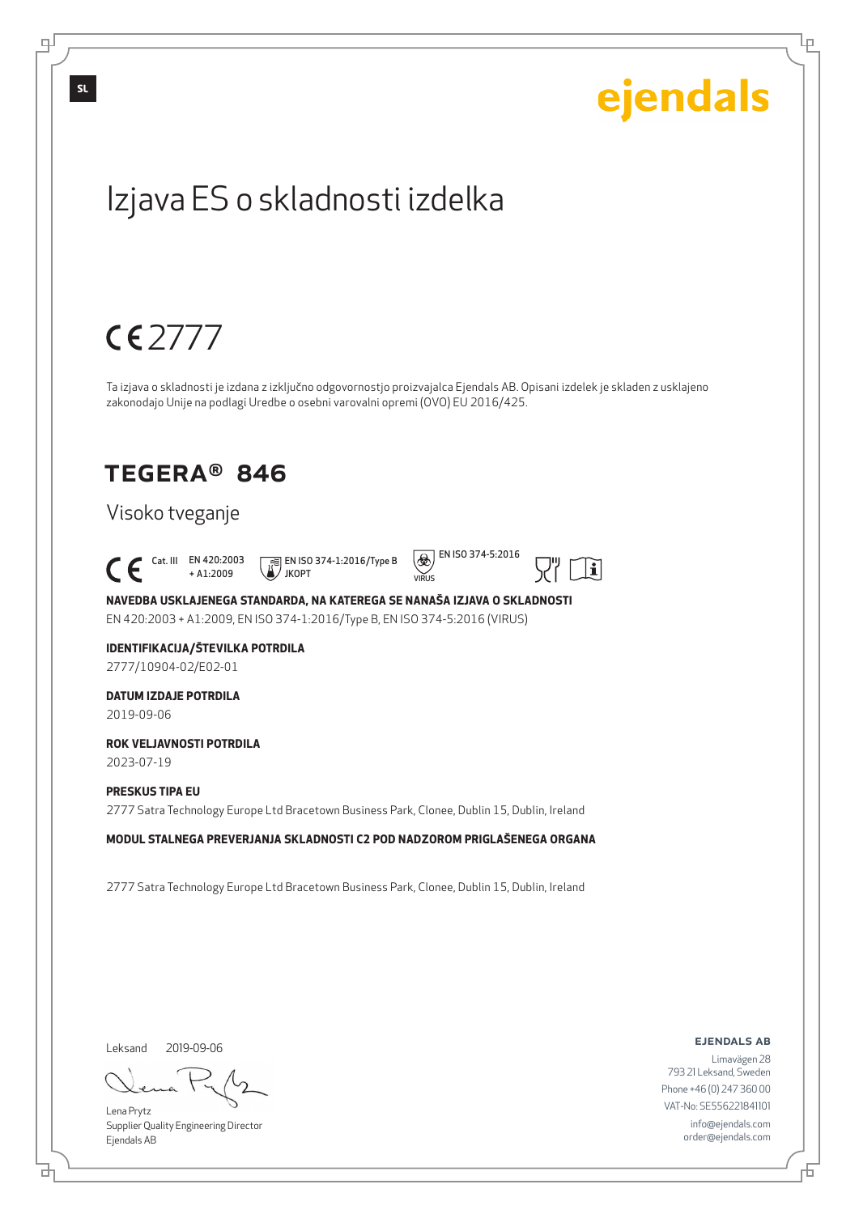ejendals

# Izjava ES o skladnosti izdelka

CE 2777

Ta izjava o skladnosti je izdana z izključno odgovornostjo proizvajalca Ejendals AB. Opisani izdelek je skladen z usklajeno zakonodajo Unije na podlagi Uredbe o osebni varovalni opremi (OVO) EU 2016/425.

## TEGERA® 846

Visoko tveganje

CE Cat. III EN 420:2003 + A1:2009 EN ISO 374-1:2016/Type B JKOPT EN ISO 374-5:2016 VIRUS

**NAVEDBA USKLAJENEGA STANDARDA, NA KATEREGA SE NANAŠA IZJAVA O SKLADNOSTI**

EN 420:2003 + A1:2009, EN ISO 374-1:2016/Type B, EN ISO 374-5:2016 (VIRUS)

**IDENTIFIKACIJA/ŠTEVILKA POTRDILA**

2777/10904-02/E02-01

**DATUM IZDAJE POTRDILA**

2019-09-06

**ROK VELJAVNOSTI POTRDILA**

2023-07-19

**PRESKUS TIPA EU**

2777 Satra Technology Europe Ltd Bracetown Business Park, Clonee, Dublin 15, Dublin, Ireland

**MODUL STALNEGA PREVERJANJA SKLADNOSTI C2 POD NADZOROM PRIGLAŠENEGA ORGANA**

2777 Satra Technology Europe Ltd Bracetown Business Park, Clonee, Dublin 15, Dublin, Ireland

Leksand 2019-09-06

Lena Prytz
Supplier Quality Engineering Director
Ejendals AB

**EJENDALS AB**
Limavägen 28
793 21 Leksand, Sweden
Phone +46 (0) 247 360 00
VAT-No: SE556221841101
info@ejendals.com
order@ejendals.com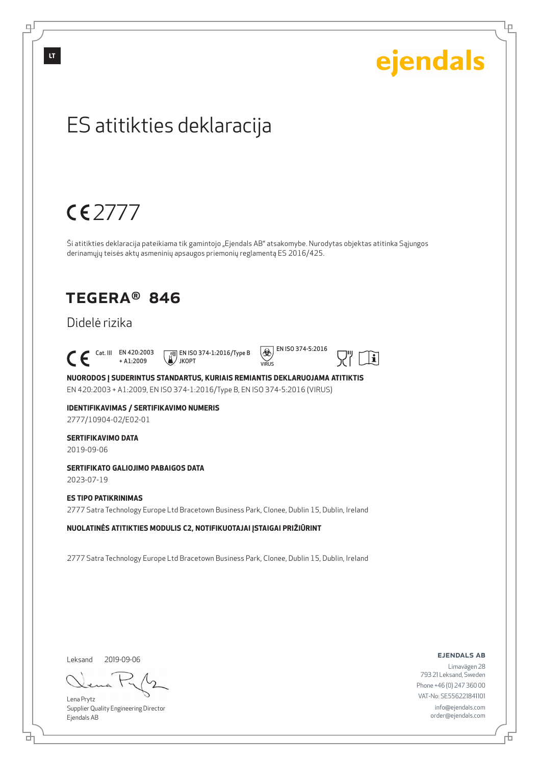LT

ejendals

# ES atitikties deklaracija

CE 2777

Ši atitikties deklaracija pateikiama tik gamintojo „Ejendals AB" atsakomybe. Nurodytas objektas atitinka Sąjungos derinamųjų teisės aktų asmeninių apsaugos priemonių reglamentą ES 2016/425.

## TEGERA® 846

Didelė rizika

CE Cat. III EN 420:2003 + A1:2009 EN ISO 374-1:2016/Type B JKOPT EN ISO 374-5:2016 VIRUS

**NUORODOS Į SUDERINTUS STANDARTUS, KURIAIS REMIANTIS DEKLARUOJAMA ATITIKTIS**
EN 420:2003 + A1:2009, EN ISO 374-1:2016/Type B, EN ISO 374-5:2016 (VIRUS)

**IDENTIFIKAVIMAS / SERTIFIKAVIMO NUMERIS**
2777/10904-02/E02-01

**SERTIFIKAVIMO DATA**
2019-09-06

**SERTIFIKATO GALIOJIMO PABAIGOS DATA**
2023-07-19

**ES TIPO PATIKRINIMAS**
2777 Satra Technology Europe Ltd Bracetown Business Park, Clonee, Dublin 15, Dublin, Ireland

**NUOLATINĖS ATITIKTIES MODULIS C2, NOTIFIKUOTAJAI ĮSTAIGAI PRIŽIŪRINT**

2777 Satra Technology Europe Ltd Bracetown Business Park, Clonee, Dublin 15, Dublin, Ireland

Leksand 2019-09-06

Lena Prytz
Supplier Quality Engineering Director
Ejendals AB

**EJENDALS AB**
Limavägen 28
793 21 Leksand, Sweden
Phone +46 (0) 247 360 00
VAT-No: SE556221841101
info@ejendals.com
order@ejendals.com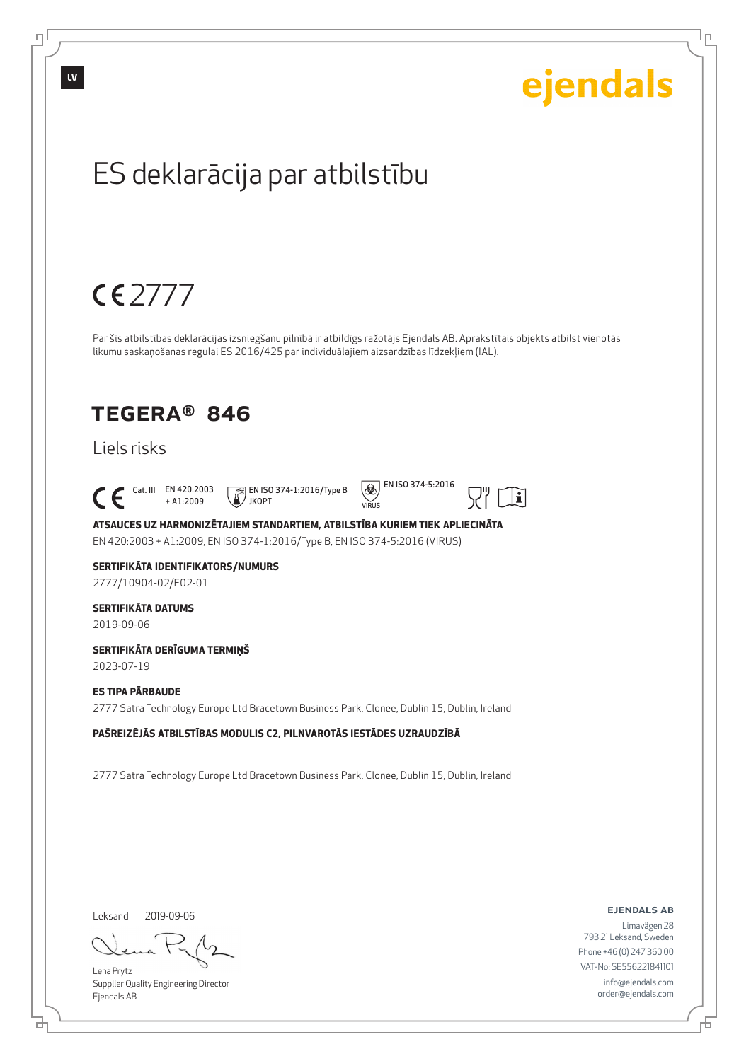LV

ejendals

# ES deklarācija par atbilstību

CE 2777

Par šīs atbilstības deklarācijas izsniegšanu pilnībā ir atbildīgs ražotājs Ejendals AB. Aprakstītais objekts atbilst vienotās likumu saskaņošanas regulai ES 2016/425 par individuālajiem aizsardzības līdzekļiem (IAL).

## TEGERA® 846

Liels risks

CE Cat. III EN 420:2003 + A1:2009 EN ISO 374-1:2016/Type B JKOPT EN ISO 374-5:2016 VIRUS

**ATSAUCES UZ HARMONIZĒTAJIEM STANDARTIEM, ATBILSTĪBA KURIEM TIEK APLIECINĀTA**

EN 420:2003 + A1:2009, EN ISO 374-1:2016/Type B, EN ISO 374-5:2016 (VIRUS)

**SERTIFIKĀTA IDENTIFIKATORS/NUMURS**

2777/10904-02/E02-01

**SERTIFIKĀTA DATUMS**

2019-09-06

**SERTIFIKĀTA DERĪGUMA TERMIŅŠ**

2023-07-19

**ES TIPA PĀRBAUDE**

2777 Satra Technology Europe Ltd Bracetown Business Park, Clonee, Dublin 15, Dublin, Ireland

**PAŠREIZĒJĀS ATBILSTĪBAS MODULIS C2, PILNVAROTĀS IESTĀDES UZRAUDZĪBĀ**

2777 Satra Technology Europe Ltd Bracetown Business Park, Clonee, Dublin 15, Dublin, Ireland

Leksand 2019-09-06

Lena Prytz
Supplier Quality Engineering Director
Ejendals AB

**EJENDALS AB**
Limavägen 28
793 21 Leksand, Sweden
Phone +46 (0) 247 360 00
VAT-No: SE556221841101
info@ejendals.com
order@ejendals.com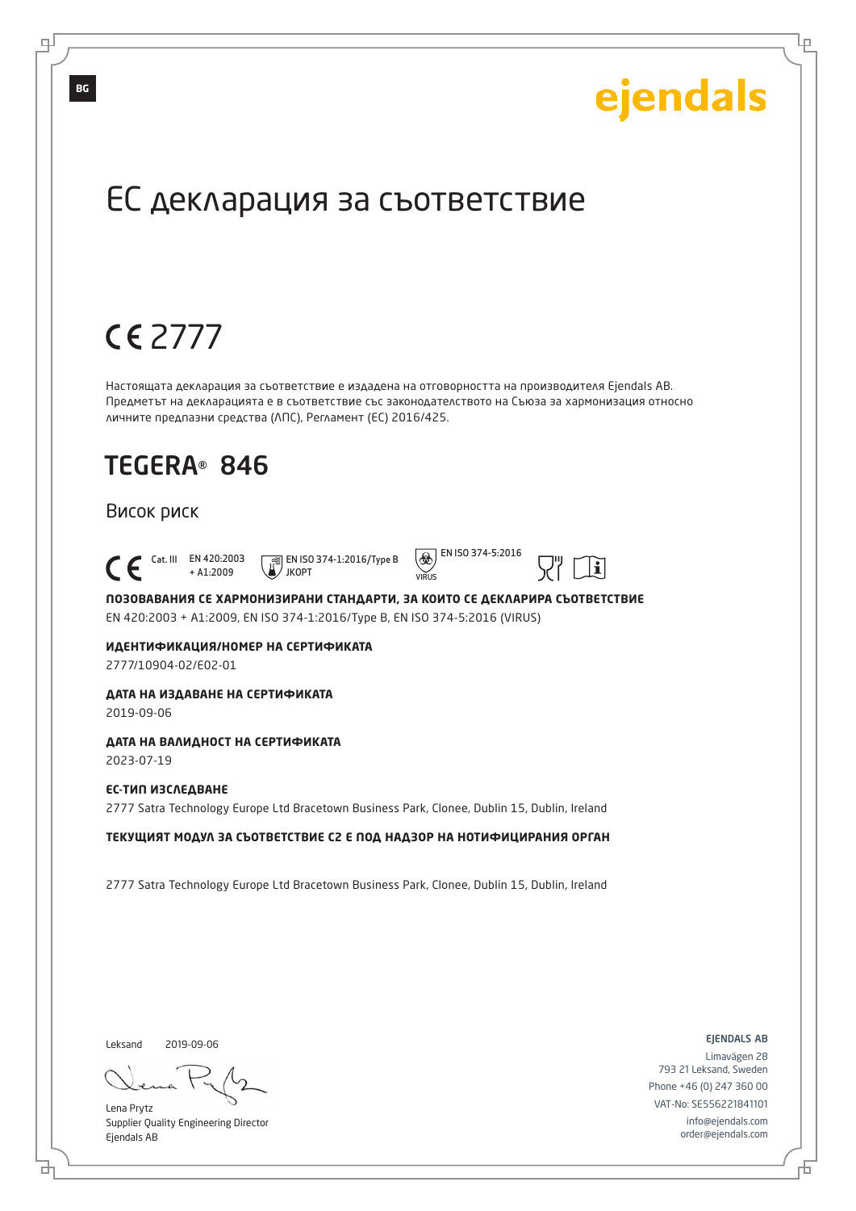BG

ejendals

# ЕС декларация за съответствие

CE 2777

Настоящата декларация за съответствие е издадена на отговорността на производителя Ejendals AB. Предметът на декларацията е в съответствие със законодателството на Съюза за хармонизация относно личните предпазни средства (ЛПС), Регламент (ЕС) 2016/425.

## TEGERA® 846

Висок риск

CE Cat. III EN 420:2003 + A1:2009 EN ISO 374-1:2016/Type B JKOPT EN ISO 374-5:2016 VIRUS

**ПОЗОВАВАНИЯ СЕ ХАРМОНИЗИРАНИ СТАНДАРТИ, ЗА КОИТО СЕ ДЕКЛАРИРА СЪОТВЕТСТВИЕ**

EN 420:2003 + A1:2009, EN ISO 374-1:2016/Type B, EN ISO 374-5:2016 (VIRUS)

**ИДЕНТИФИКАЦИЯ/НОМЕР НА СЕРТИФИКАТА**

2777/10904-02/E02-01

**ДАТА НА ИЗДАВАНЕ НА СЕРТИФИКАТА**

2019-09-06

**ДАТА НА ВАЛИДНОСТ НА СЕРТИФИКАТА**

2023-07-19

**ЕС-ТИП ИЗСЛЕДВАНЕ**

2777 Satra Technology Europe Ltd Bracetown Business Park, Clonee, Dublin 15, Dublin, Ireland

**ТЕКУЩИЯТ МОДУЛ ЗА СЪОТВЕТСТВИЕ C2 Е ПОД НАДЗОР НА НОТИФИЦИРАНИЯ ОРГАН**

2777 Satra Technology Europe Ltd Bracetown Business Park, Clonee, Dublin 15, Dublin, Ireland

Leksand 2019-09-06

Lena Prytz
Supplier Quality Engineering Director
Ejendals AB

EJENDALS AB
Limavägen 28
793 21 Leksand, Sweden
Phone +46 (0) 247 360 00
VAT-No: SE556221841101
info@ejendals.com
order@ejendals.com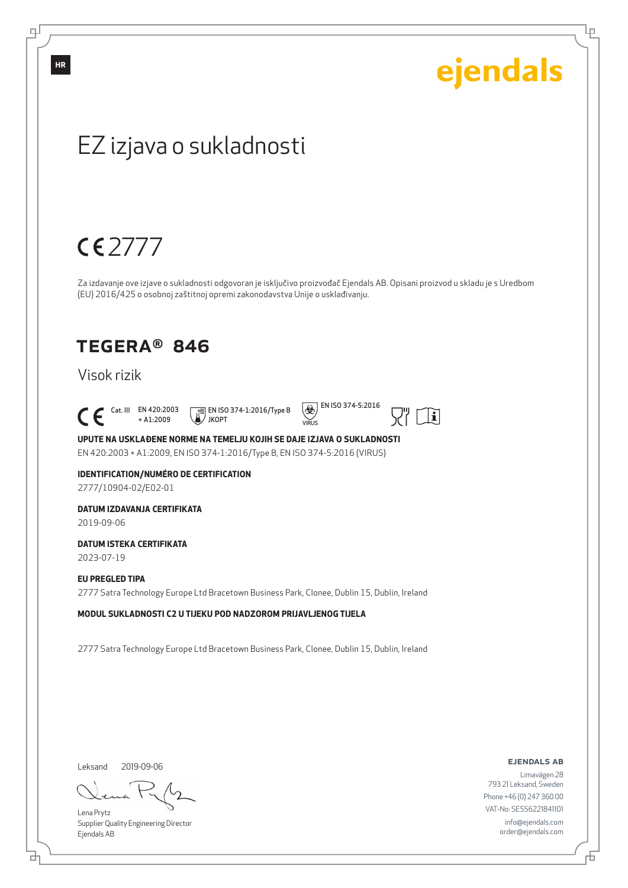HR

ejendals

# EZ izjava o sukladnosti

CE 2777

Za izdavanje ove izjave o sukladnosti odgovoran je isključivo proizvođač Ejendals AB. Opisani proizvod u skladu je s Uredbom (EU) 2016/425 o osobnoj zaštitnoj opremi zakonodavstva Unije o usklađivanju.

## TEGERA® 846

Visok rizik

CE Cat. III EN 420:2003 + A1:2009 EN ISO 374-1:2016/Type B JKOPT EN ISO 374-5:2016 VIRUS

**UPUTE NA USKLAĐENE NORME NA TEMELJU KOJIH SE DAJE IZJAVA O SUKLADNOSTI**

EN 420:2003 + A1:2009, EN ISO 374-1:2016/Type B, EN ISO 374-5:2016 (VIRUS)

**IDENTIFICATION/NUMÉRO DE CERTIFICATION**

2777/10904-02/E02-01

**DATUM IZDAVANJA CERTIFIKATA**

2019-09-06

**DATUM ISTEKA CERTIFIKATA**

2023-07-19

**EU PREGLED TIPA**

2777 Satra Technology Europe Ltd Bracetown Business Park, Clonee, Dublin 15, Dublin, Ireland

**MODUL SUKLADNOSTI C2 U TIJEKU POD NADZOROM PRIJAVLJENOG TIJELA**

2777 Satra Technology Europe Ltd Bracetown Business Park, Clonee, Dublin 15, Dublin, Ireland

Leksand 2019-09-06

Lena Prytz
Supplier Quality Engineering Director
Ejendals AB

**EJENDALS AB**
Limavägen 28
793 21 Leksand, Sweden
Phone +46 (0) 247 360 00
VAT-No: SE556221841101
info@ejendals.com
order@ejendals.com